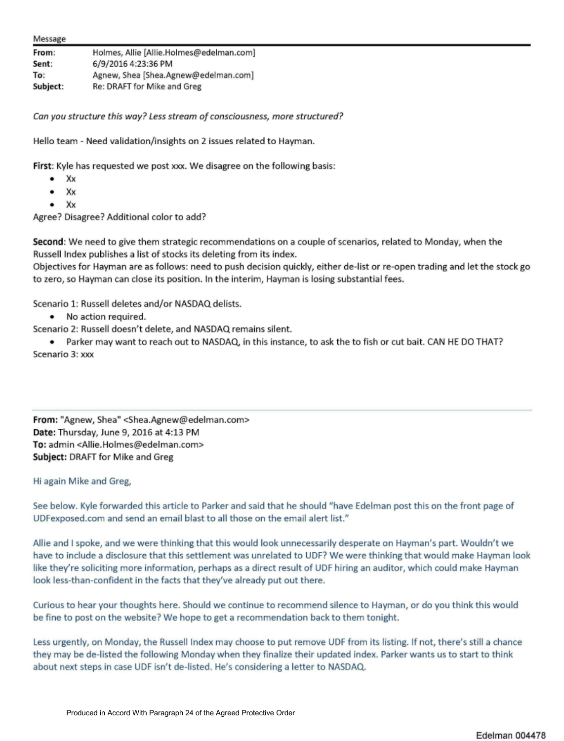Message

| | |
|---|---|
| **From:** | Holmes, Allie [Allie.Holmes@edelman.com] |
| **Sent:** | 6/9/2016 4:23:36 PM |
| **To:** | Agnew, Shea [Shea.Agnew@edelman.com] |
| **Subject:** | Re: DRAFT for Mike and Greg |

*Can you structure this way? Less stream of consciousness, more structured?*

Hello team - Need validation/insights on 2 issues related to Hayman.

**First**: Kyle has requested we post xxx. We disagree on the following basis:

- Xx
- Xx
- Xx

Agree? Disagree? Additional color to add?

**Second**: We need to give them strategic recommendations on a couple of scenarios, related to Monday, when the Russell Index publishes a list of stocks its deleting from its index.
Objectives for Hayman are as follows: need to push decision quickly, either de-list or re-open trading and let the stock go to zero, so Hayman can close its position. In the interim, Hayman is losing substantial fees.

Scenario 1: Russell deletes and/or NASDAQ delists.

- No action required.

Scenario 2: Russell doesn't delete, and NASDAQ remains silent.

- Parker may want to reach out to NASDAQ, in this instance, to ask the to fish or cut bait. CAN HE DO THAT?

Scenario 3: xxx

---

**From:** "Agnew, Shea" <Shea.Agnew@edelman.com>
**Date:** Thursday, June 9, 2016 at 4:13 PM
**To:** admin <Allie.Holmes@edelman.com>
**Subject:** DRAFT for Mike and Greg

Hi again Mike and Greg,

See below. Kyle forwarded this article to Parker and said that he should "have Edelman post this on the front page of UDFexposed.com and send an email blast to all those on the email alert list."

Allie and I spoke, and we were thinking that this would look unnecessarily desperate on Hayman's part. Wouldn't we have to include a disclosure that this settlement was unrelated to UDF? We were thinking that would make Hayman look like they're soliciting more information, perhaps as a direct result of UDF hiring an auditor, which could make Hayman look less-than-confident in the facts that they've already put out there.

Curious to hear your thoughts here. Should we continue to recommend silence to Hayman, or do you think this would be fine to post on the website? We hope to get a recommendation back to them tonight.

Less urgently, on Monday, the Russell Index may choose to put remove UDF from its listing. If not, there's still a chance they may be de-listed the following Monday when they finalize their updated index. Parker wants us to start to think about next steps in case UDF isn't de-listed. He's considering a letter to NASDAQ.

Produced in Accord With Paragraph 24 of the Agreed Protective Order

Edelman 004478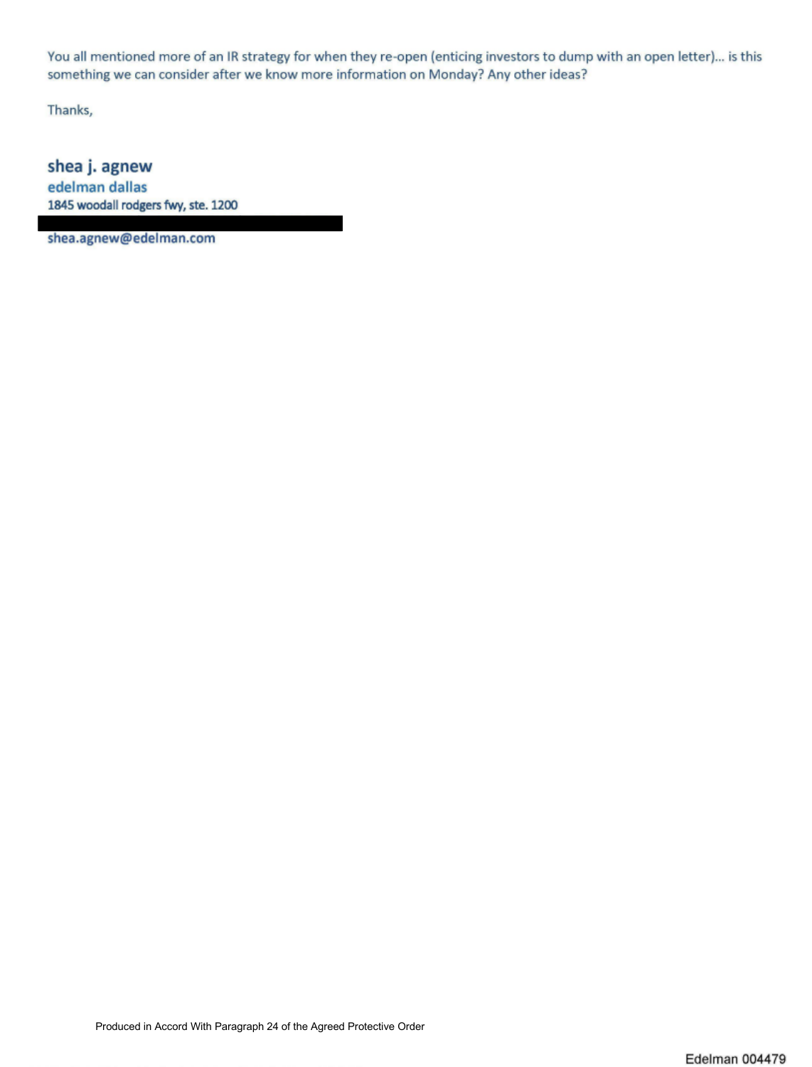You all mentioned more of an IR strategy for when they re-open (enticing investors to dump with an open letter)... is this something we can consider after we know more information on Monday? Any other ideas?

Thanks,

**shea j. agnew**
edelman dallas
1845 woodall rodgers fwy, ste. 1200

shea.agnew@edelman.com

Produced in Accord With Paragraph 24 of the Agreed Protective Order

Edelman 004479